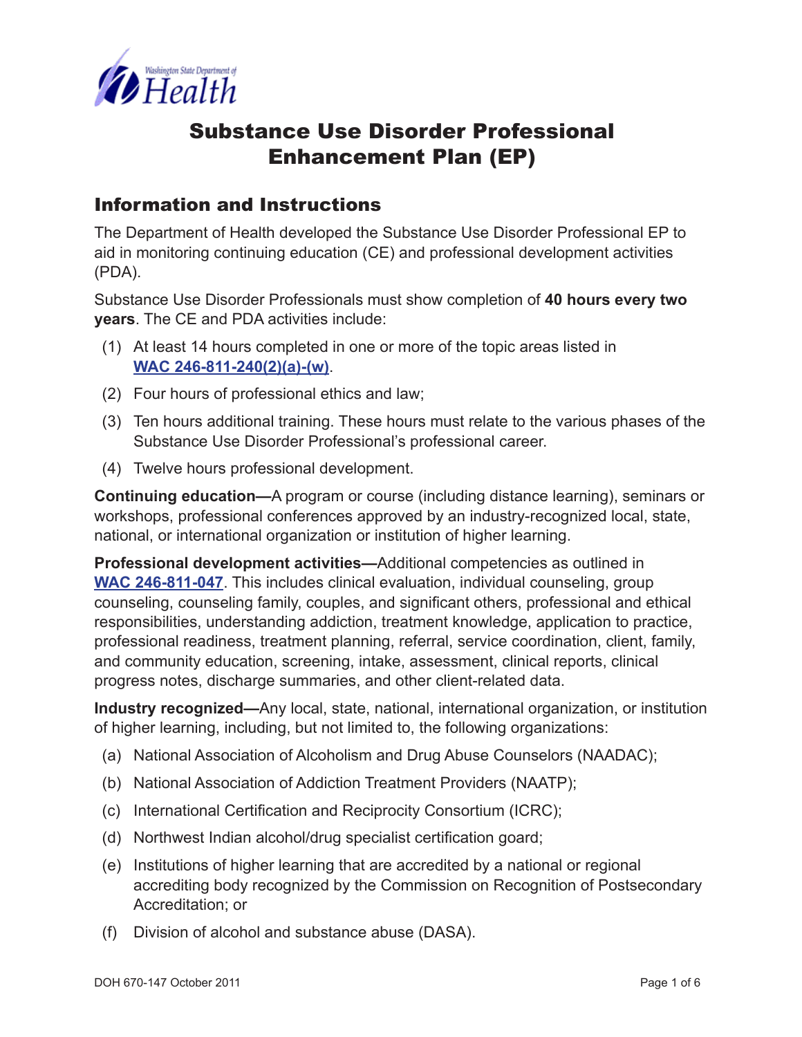Washington State Department of Health

# Substance Use Disorder Professional Enhancement Plan (EP)

## Information and Instructions

The Department of Health developed the Substance Use Disorder Professional EP to aid in monitoring continuing education (CE) and professional development activities (PDA).

Substance Use Disorder Professionals must show completion of **40 hours every two years**. The CE and PDA activities include:

(1) At least 14 hours completed in one or more of the topic areas listed in [WAC 246-811-240(2)(a)-(w)](WAC 246-811-240(2)(a)-(w)).

(2) Four hours of professional ethics and law;

(3) Ten hours additional training. These hours must relate to the various phases of the Substance Use Disorder Professional's professional career.

(4) Twelve hours professional development.

**Continuing education—**A program or course (including distance learning), seminars or workshops, professional conferences approved by an industry-recognized local, state, national, or international organization or institution of higher learning.

**Professional development activities—**Additional competencies as outlined in [WAC 246-811-047](WAC 246-811-047). This includes clinical evaluation, individual counseling, group counseling, counseling family, couples, and significant others, professional and ethical responsibilities, understanding addiction, treatment knowledge, application to practice, professional readiness, treatment planning, referral, service coordination, client, family, and community education, screening, intake, assessment, clinical reports, clinical progress notes, discharge summaries, and other client-related data.

**Industry recognized—**Any local, state, national, international organization, or institution of higher learning, including, but not limited to, the following organizations:

(a) National Association of Alcoholism and Drug Abuse Counselors (NAADAC);

(b) National Association of Addiction Treatment Providers (NAATP);

(c) International Certification and Reciprocity Consortium (ICRC);

(d) Northwest Indian alcohol/drug specialist certification goard;

(e) Institutions of higher learning that are accredited by a national or regional accrediting body recognized by the Commission on Recognition of Postsecondary Accreditation; or

(f) Division of alcohol and substance abuse (DASA).

DOH 670-147 October 2011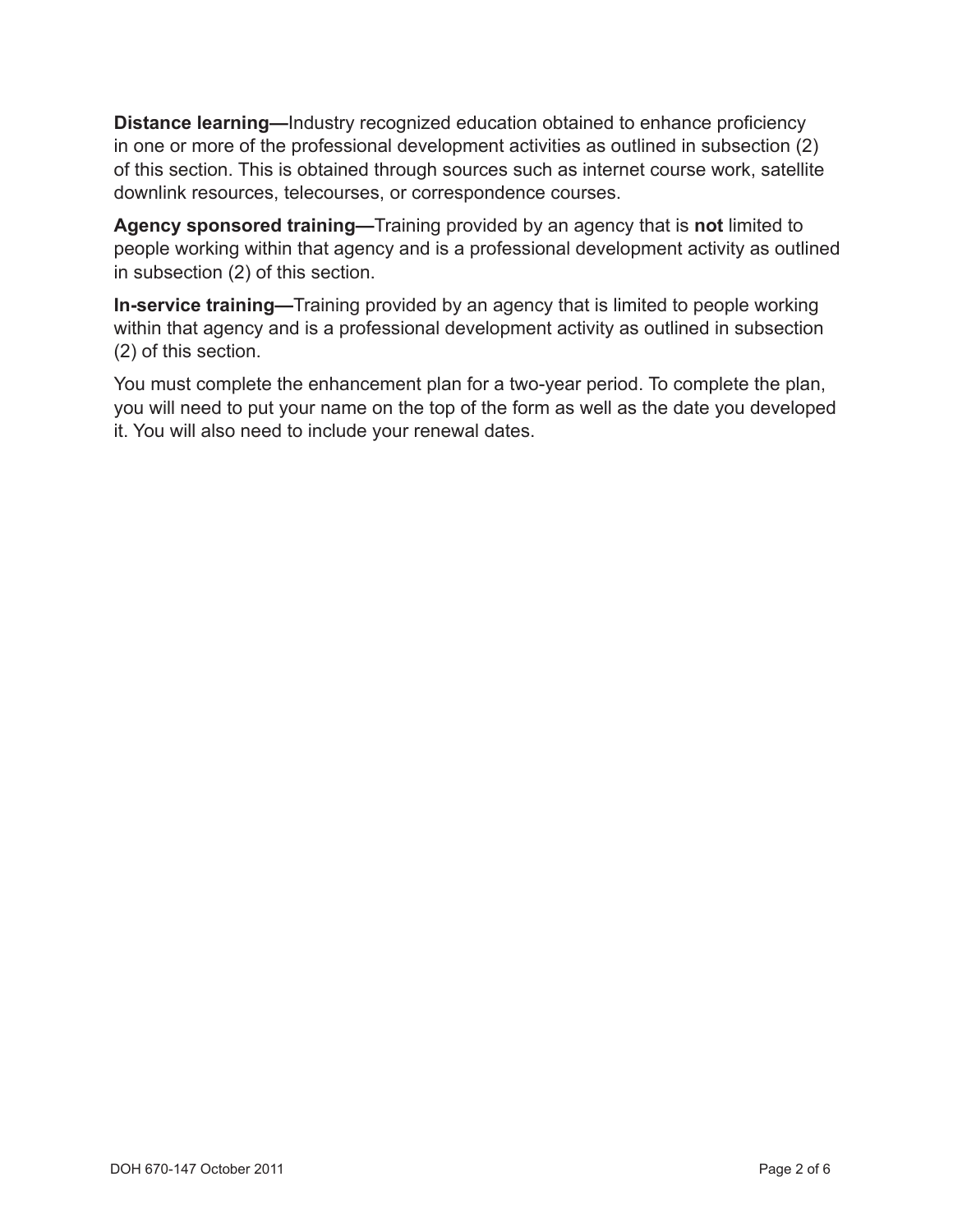**Distance learning—**Industry recognized education obtained to enhance proficiency in one or more of the professional development activities as outlined in subsection (2) of this section. This is obtained through sources such as internet course work, satellite downlink resources, telecourses, or correspondence courses.

**Agency sponsored training—**Training provided by an agency that is **not** limited to people working within that agency and is a professional development activity as outlined in subsection (2) of this section.

**In-service training—**Training provided by an agency that is limited to people working within that agency and is a professional development activity as outlined in subsection (2) of this section.

You must complete the enhancement plan for a two-year period. To complete the plan, you will need to put your name on the top of the form as well as the date you developed it. You will also need to include your renewal dates.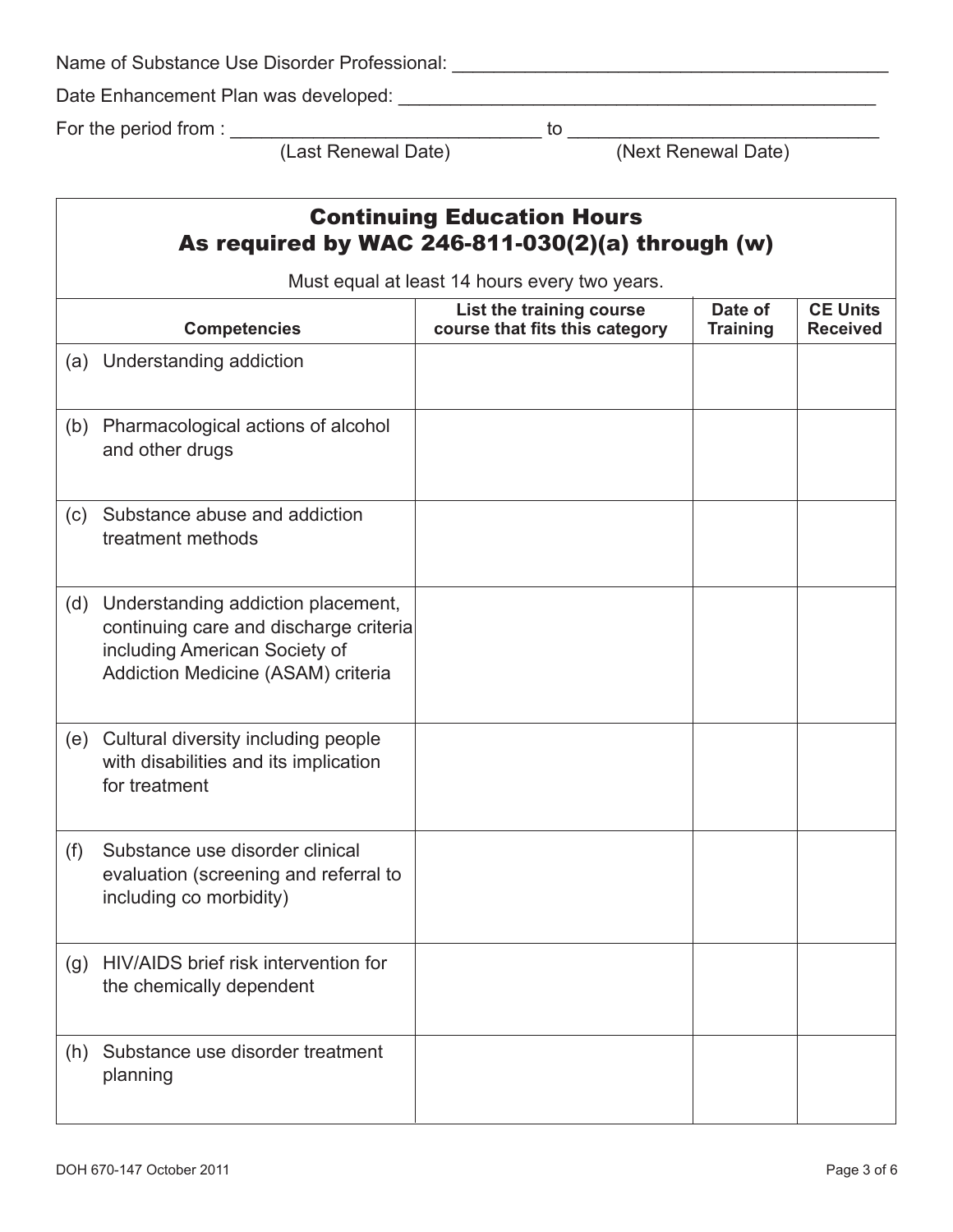Name of Substance Use Disorder Professional: ___________________________________________

Date Enhancement Plan was developed: ________________________________________________

For the period from : ______________________________ to ______________________________
(Last Renewal Date) (Next Renewal Date)

## Continuing Education Hours
## As required by WAC 246-811-030(2)(a) through (w)

Must equal at least 14 hours every two years.

| Competencies | List the training course course that fits this category | Date of Training | CE Units Received |
|---|---|---|---|
| (a) Understanding addiction | | | |
| (b) Pharmacological actions of alcohol and other drugs | | | |
| (c) Substance abuse and addiction treatment methods | | | |
| (d) Understanding addiction placement, continuing care and discharge criteria including American Society of Addiction Medicine (ASAM) criteria | | | |
| (e) Cultural diversity including people with disabilities and its implication for treatment | | | |
| (f) Substance use disorder clinical evaluation (screening and referral to including co morbidity) | | | |
| (g) HIV/AIDS brief risk intervention for the chemically dependent | | | |
| (h) Substance use disorder treatment planning | | | |

DOH 670-147 October 2011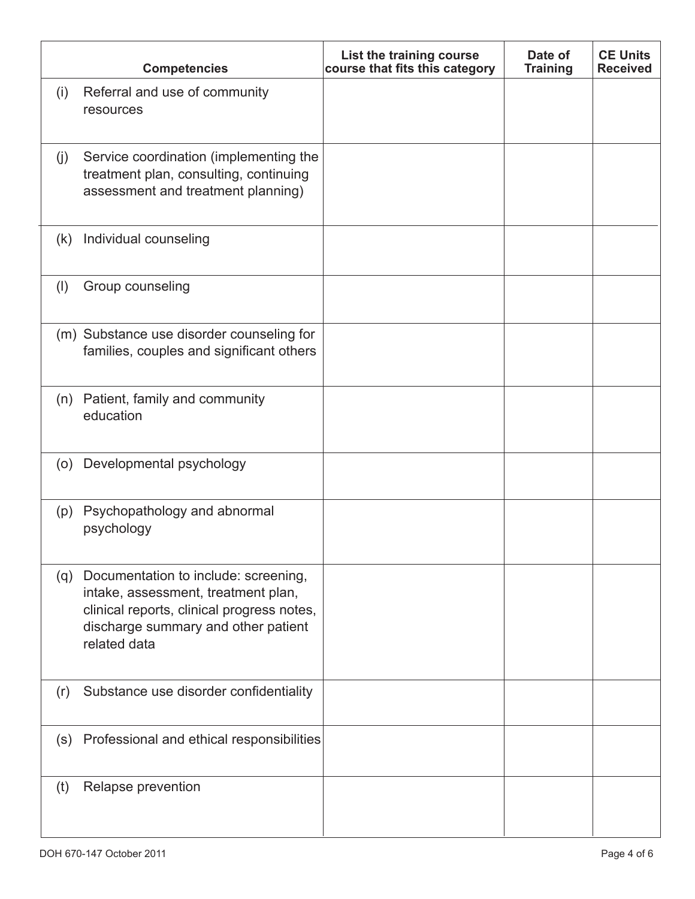| Competencies | List the training course course that fits this category | Date of Training | CE Units Received |
|---|---|---|---|
| (i) Referral and use of community resources | | | |
| (j) Service coordination (implementing the treatment plan, consulting, continuing assessment and treatment planning) | | | |
| (k) Individual counseling | | | |
| (l) Group counseling | | | |
| (m) Substance use disorder counseling for families, couples and significant others | | | |
| (n) Patient, family and community education | | | |
| (o) Developmental psychology | | | |
| (p) Psychopathology and abnormal psychology | | | |
| (q) Documentation to include: screening, intake, assessment, treatment plan, clinical reports, clinical progress notes, discharge summary and other patient related data | | | |
| (r) Substance use disorder confidentiality | | | |
| (s) Professional and ethical responsibilities | | | |
| (t) Relapse prevention | | | |

DOH 670-147 October 2011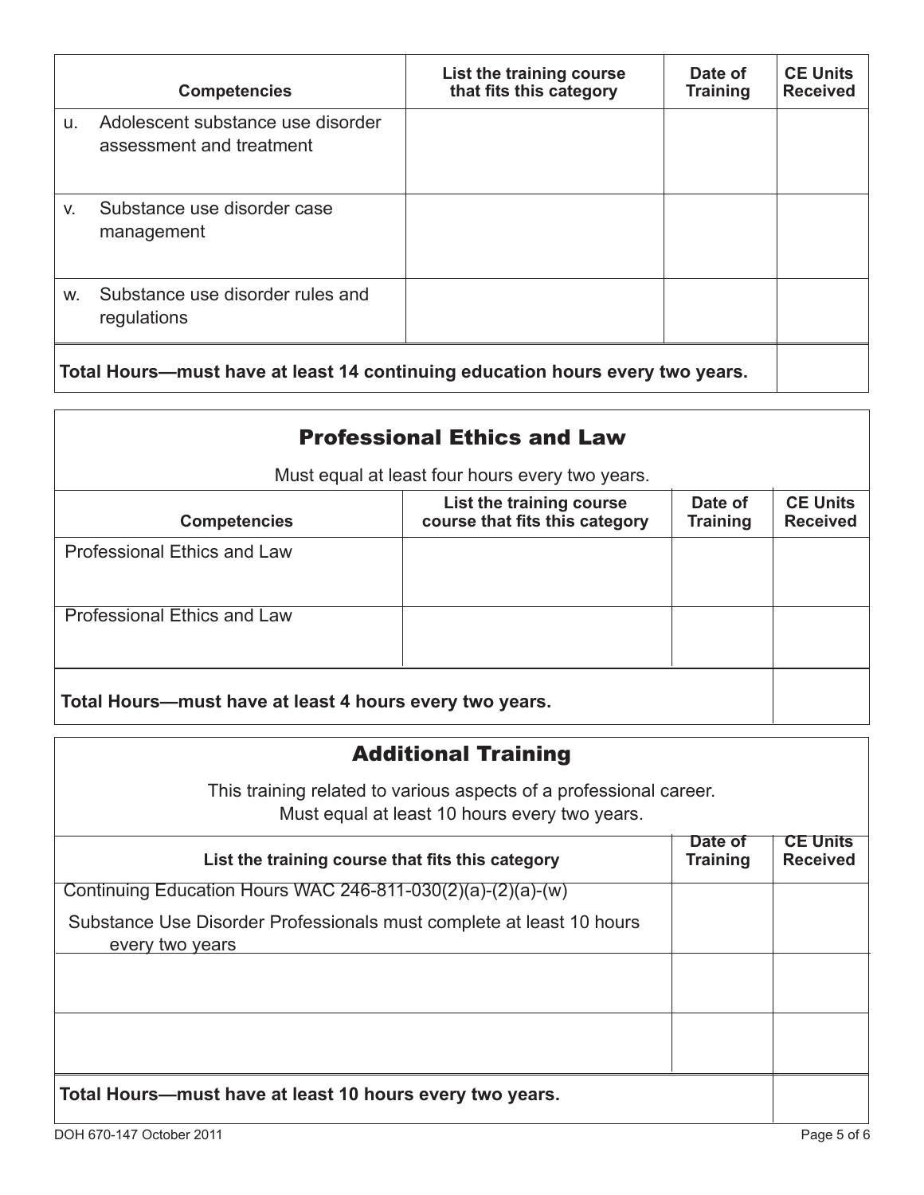| Competencies | List the training course that fits this category | Date of Training | CE Units Received |
|---|---|---|---|
| u. Adolescent substance use disorder assessment and treatment | | | |
| v. Substance use disorder case management | | | |
| w. Substance use disorder rules and regulations | | | |
| **Total Hours—must have at least 14 continuing education hours every two years.** | | | |

## Professional Ethics and Law

Must equal at least four hours every two years.

| Competencies | List the training course course that fits this category | Date of Training | CE Units Received |
|---|---|---|---|
| Professional Ethics and Law | | | |
| Professional Ethics and Law | | | |
| **Total Hours—must have at least 4 hours every two years.** | | | |

## Additional Training

This training related to various aspects of a professional career.
Must equal at least 10 hours every two years.

| List the training course that fits this category | Date of Training | CE Units Received |
|---|---|---|
| Continuing Education Hours WAC 246-811-030(2)(a)-(2)(a)-(w) Substance Use Disorder Professionals must complete at least 10 hours every two years | | |
| | | |
| | | |
| **Total Hours—must have at least 10 hours every two years.** | | |

DOH 670-147 October 2011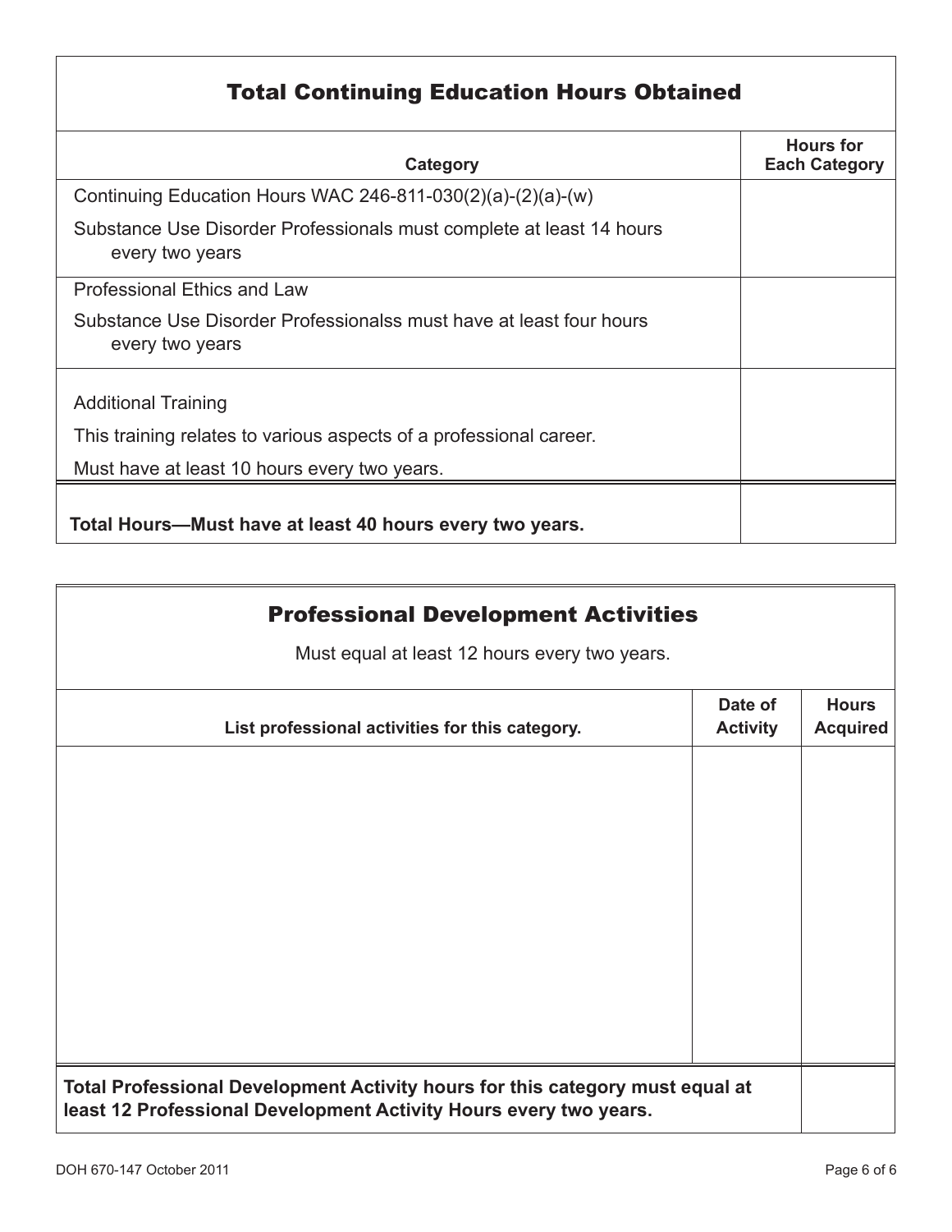## Total Continuing Education Hours Obtained

| Category | Hours for Each Category |
| --- | --- |
| Continuing Education Hours WAC 246-811-030(2)(a)-(2)(a)-(w)<br>Substance Use Disorder Professionals must complete at least 14 hours every two years | |
| Professional Ethics and Law<br>Substance Use Disorder Professionalss must have at least four hours every two years | |
| Additional Training<br>This training relates to various aspects of a professional career.<br>Must have at least 10 hours every two years. | |
| **Total Hours—Must have at least 40 hours every two years.** | |

## Professional Development Activities

Must equal at least 12 hours every two years.

| List professional activities for this category. | Date of Activity | Hours Acquired |
| --- | --- | --- |
| | | |
| **Total Professional Development Activity hours for this category must equal at least 12 Professional Development Activity Hours every two years.** | | |

DOH 670-147 October 2011